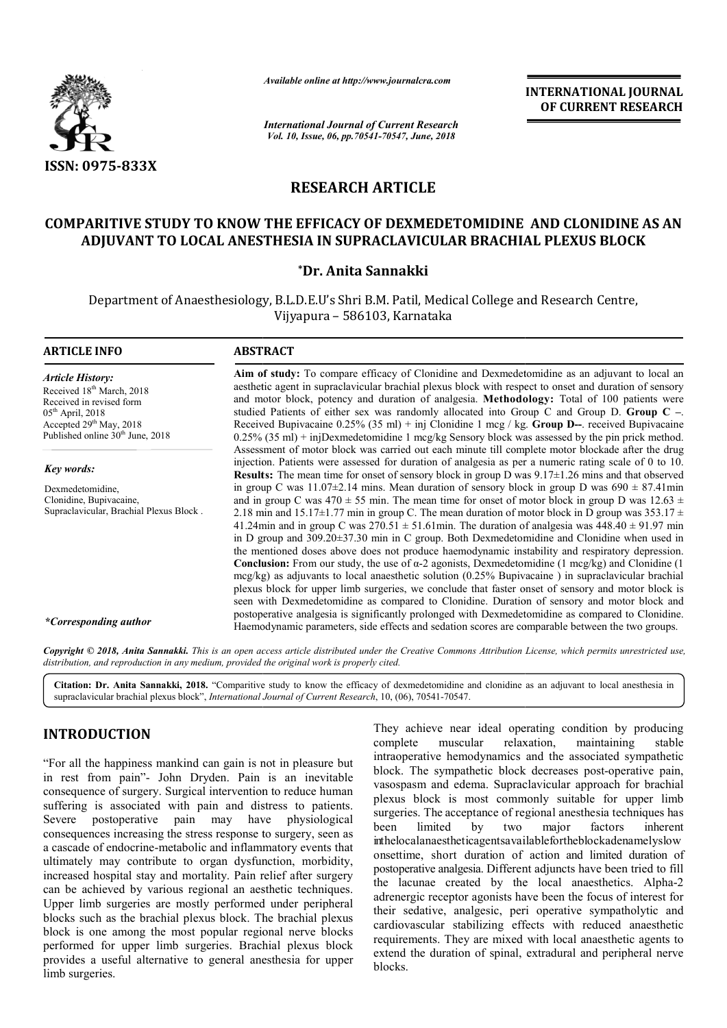*Available online at http://www.journalcra.com*

*International Journal of Current Research*
*Vol. 10, Issue, 06, pp.70541-70547, June, 2018*

**INTERNATIONAL JOURNAL OF CURRENT RESEARCH**

**ISSN: 0975-833X**

## RESEARCH ARTICLE

# COMPARITIVE STUDY TO KNOW THE EFFICACY OF DEXMEDETOMIDINE AND CLONIDINE AS AN ADJUVANT TO LOCAL ANESTHESIA IN SUPRACLAVICULAR BRACHIAL PLEXUS BLOCK

**\*Dr. Anita Sannakki**

Department of Anaesthesiology, B.L.D.E.U's Shri B.M. Patil, Medical College and Research Centre, Vijyapura – 586103, Karnataka

### ARTICLE INFO

*Article History:*

Received 18th March, 2018
Received in revised form
05th April, 2018
Accepted 29th May, 2018
Published online 30th June, 2018

*Key words:*

Dexmedetomidine,
Clonidine, Bupivacaine,
Supraclavicular, Brachial Plexus Block .

*\*Corresponding author*

### ABSTRACT

**Aim of study:** To compare efficacy of Clonidine and Dexmedetomidine as an adjuvant to local an aesthetic agent in supraclavicular brachial plexus block with respect to onset and duration of sensory and motor block, potency and duration of analgesia. **Methodology:** Total of 100 patients were studied Patients of either sex was randomly allocated into Group C and Group D. **Group C –**. Received Bupivacaine 0.25% (35 ml) + inj Clonidine 1 mcg / kg. **Group D–**. received Bupivacaine 0.25% (35 ml) + injDexmedetomidine 1 mcg/kg Sensory block was assessed by the pin prick method. Assessment of motor block was carried out each minute till complete motor blockade after the drug injection. Patients were assessed for duration of analgesia as per a numeric rating scale of 0 to 10. **Results:** The mean time for onset of sensory block in group D was 9.17±1.26 mins and that observed in group C was 11.07±2.14 mins. Mean duration of sensory block in group D was 690 ± 87.41min and in group C was 470 ± 55 min. The mean time for onset of motor block in group D was 12.63 ± 2.18 min and 15.17±1.77 min in group C. The mean duration of motor block in D group was 353.17 ± 41.24min and in group C was 270.51 ± 51.61min. The duration of analgesia was 448.40 ± 91.97 min in D group and 309.20±37.30 min in C group. Both Dexmedetomidine and Clonidine when used in the mentioned doses above does not produce haemodynamic instability and respiratory depression. **Conclusion:** From our study, the use of α-2 agonists, Dexmedetomidine (1 mcg/kg) and Clonidine (1 mcg/kg) as adjuvants to local anaesthetic solution (0.25% Bupivacaine ) in supraclavicular brachial plexus block for upper limb surgeries, we conclude that faster onset of sensory and motor block is seen with Dexmedetomidine as compared to Clonidine. Duration of sensory and motor block and postoperative analgesia is significantly prolonged with Dexmedetomidine as compared to Clonidine. Haemodynamic parameters, side effects and sedation scores are comparable between the two groups.

*Copyright © 2018, Anita Sannakki. This is an open access article distributed under the Creative Commons Attribution License, which permits unrestricted use, distribution, and reproduction in any medium, provided the original work is properly cited.*

**Citation: Dr. Anita Sannakki, 2018.** "Comparitive study to know the efficacy of dexmedetomidine and clonidine as an adjuvant to local anesthesia in supraclavicular brachial plexus block", *International Journal of Current Research*, 10, (06), 70541-70547.

## INTRODUCTION

"For all the happiness mankind can gain is not in pleasure but in rest from pain"- John Dryden. Pain is an inevitable consequence of surgery. Surgical intervention to reduce human suffering is associated with pain and distress to patients. Severe postoperative pain may have physiological consequences increasing the stress response to surgery, seen as a cascade of endocrine-metabolic and inflammatory events that ultimately may contribute to organ dysfunction, morbidity, increased hospital stay and mortality. Pain relief after surgery can be achieved by various regional an aesthetic techniques. Upper limb surgeries are mostly performed under peripheral blocks such as the brachial plexus block. The brachial plexus block is one among the most popular regional nerve blocks performed for upper limb surgeries. Brachial plexus block provides a useful alternative to general anesthesia for upper limb surgeries.

They achieve near ideal operating condition by producing complete muscular relaxation, maintaining stable intraoperative hemodynamics and the associated sympathetic block. The sympathetic block decreases post-operative pain, vasospasm and edema. Supraclavicular approach for brachial plexus block is most commonly suitable for upper limb surgeries. The acceptance of regional anesthesia techniques has been limited by two major factors inherent inthelocalanaestheticagentsavailablefortheblockadenamelyslow onsettime, short duration of action and limited duration of postoperative analgesia. Different adjuncts have been tried to fill the lacunae created by the local anaesthetics. Alpha-2 adrenergic receptor agonists have been the focus of interest for their sedative, analgesic, peri operative sympatholytic and cardiovascular stabilizing effects with reduced anaesthetic requirements. They are mixed with local anaesthetic agents to extend the duration of spinal, extradural and peripheral nerve blocks.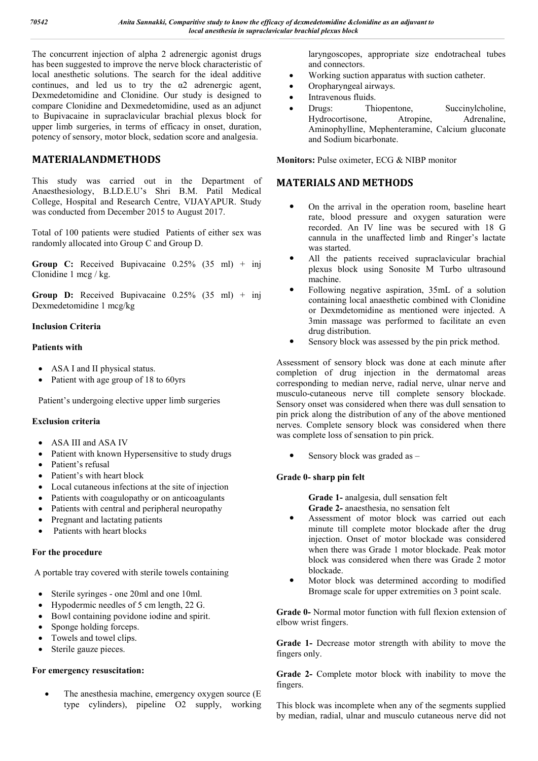The concurrent injection of alpha 2 adrenergic agonist drugs has been suggested to improve the nerve block characteristic of local anesthetic solutions. The search for the ideal additive continues, and led us to try the α2 adrenergic agent, Dexmedetomidine and Clonidine. Our study is designed to compare Clonidine and Dexmedetomidine, used as an adjunct to Bupivacaine in supraclavicular brachial plexus block for upper limb surgeries, in terms of efficacy in onset, duration, potency of sensory, motor block, sedation score and analgesia.

## MATERIALANDMETHODS

This study was carried out in the Department of Anaesthesiology, B.LD.E.U's Shri B.M. Patil Medical College, Hospital and Research Centre, VIJAYAPUR. Study was conducted from December 2015 to August 2017.

Total of 100 patients were studied Patients of either sex was randomly allocated into Group C and Group D.

**Group C:** Received Bupivacaine 0.25% (35 ml) + inj Clonidine 1 mcg / kg.

**Group D:** Received Bupivacaine 0.25% (35 ml) + inj Dexmedetomidine 1 mcg/kg

**Inclusion Criteria**

**Patients with**

- ASA I and II physical status.
- Patient with age group of 18 to 60yrs

Patient's undergoing elective upper limb surgeries

**Exclusion criteria**

- ASA III and ASA IV
- Patient with known Hypersensitive to study drugs
- Patient's refusal
- Patient's with heart block
- Local cutaneous infections at the site of injection
- Patients with coagulopathy or on anticoagulants
- Patients with central and peripheral neuropathy
- Pregnant and lactating patients
- Patients with heart blocks

**For the procedure**

A portable tray covered with sterile towels containing

- Sterile syringes - one 20ml and one 10ml.
- Hypodermic needles of 5 cm length, 22 G.
- Bowl containing povidone iodine and spirit.
- Sponge holding forceps.
- Towels and towel clips.
- Sterile gauze pieces.

**For emergency resuscitation:**

- The anesthesia machine, emergency oxygen source (E type cylinders), pipeline O2 supply, working laryngoscopes, appropriate size endotracheal tubes and connectors.
- Working suction apparatus with suction catheter.
- Oropharyngeal airways.
- Intravenous fluids.
- Drugs: Thiopentone, Succinylcholine, Hydrocortisone, Atropine, Adrenaline, Aminophylline, Mephenteramine, Calcium gluconate and Sodium bicarbonate.

**Monitors:** Pulse oximeter, ECG & NIBP monitor

## MATERIALS AND METHODS

- On the arrival in the operation room, baseline heart rate, blood pressure and oxygen saturation were recorded. An IV line was be secured with 18 G cannula in the unaffected limb and Ringer's lactate was started.
- All the patients received supraclavicular brachial plexus block using Sonosite M Turbo ultrasound machine.
- Following negative aspiration, 35mL of a solution containing local anaesthetic combined with Clonidine or Dexmdetomidine as mentioned were injected. A 3min massage was performed to facilitate an even drug distribution.
- Sensory block was assessed by the pin prick method.

Assessment of sensory block was done at each minute after completion of drug injection in the dermatomal areas corresponding to median nerve, radial nerve, ulnar nerve and musculo-cutaneous nerve till complete sensory blockade. Sensory onset was considered when there was dull sensation to pin prick along the distribution of any of the above mentioned nerves. Complete sensory block was considered when there was complete loss of sensation to pin prick.

- Sensory block was graded as –

**Grade 0- sharp pin felt**

**Grade 1-** analgesia, dull sensation felt
**Grade 2-** anaesthesia, no sensation felt

- Assessment of motor block was carried out each minute till complete motor blockade after the drug injection. Onset of motor blockade was considered when there was Grade 1 motor blockade. Peak motor block was considered when there was Grade 2 motor blockade.
- Motor block was determined according to modified Bromage scale for upper extremities on 3 point scale.

**Grade 0-** Normal motor function with full flexion extension of elbow wrist fingers.

**Grade 1-** Decrease motor strength with ability to move the fingers only.

**Grade 2-** Complete motor block with inability to move the fingers.

This block was incomplete when any of the segments supplied by median, radial, ulnar and musculo cutaneous nerve did not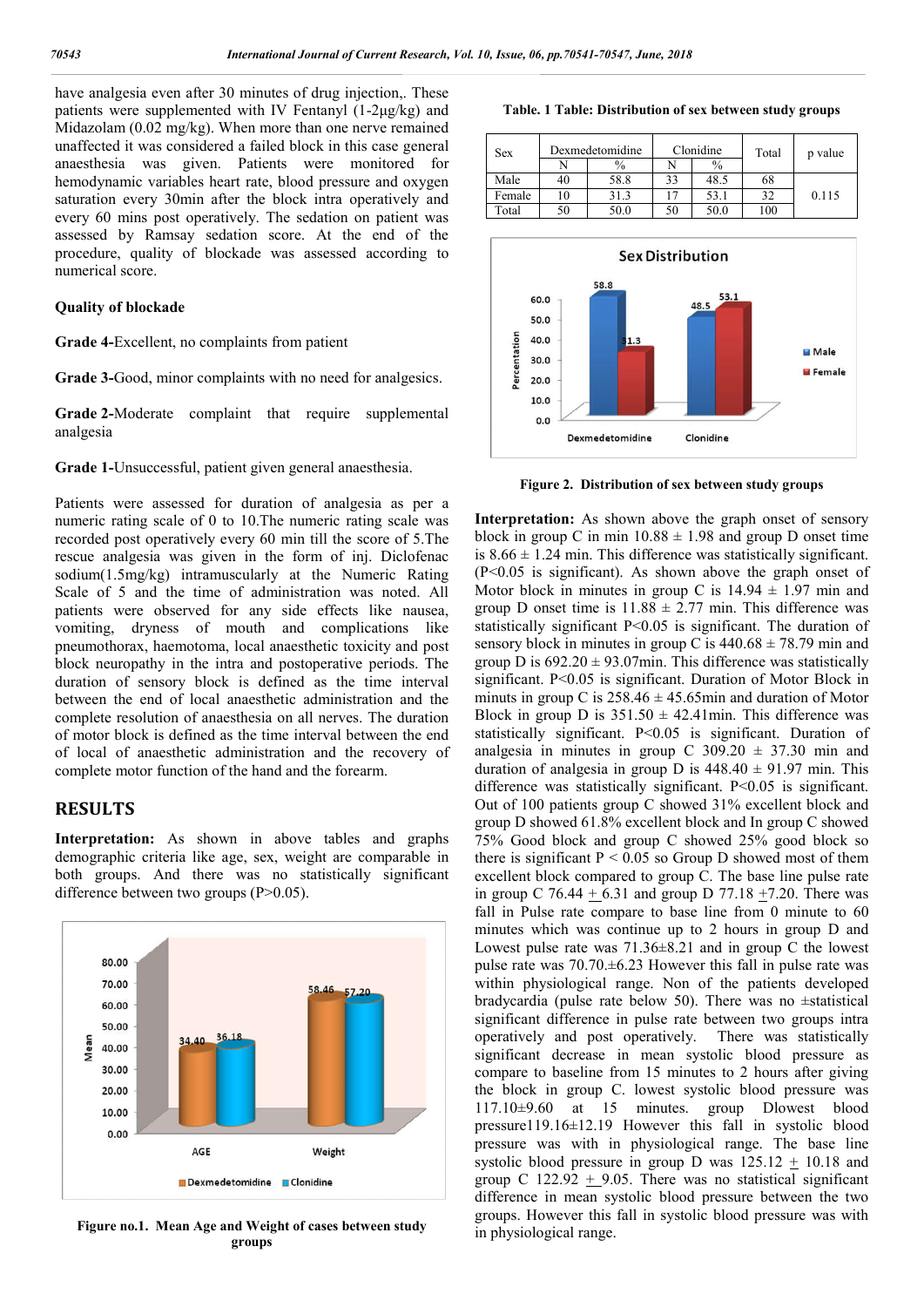have analgesia even after 30 minutes of drug injection,. These patients were supplemented with IV Fentanyl (1-2µg/kg) and Midazolam (0.02 mg/kg). When more than one nerve remained unaffected it was considered a failed block in this case general anaesthesia was given. Patients were monitored for hemodynamic variables heart rate, blood pressure and oxygen saturation every 30min after the block intra operatively and every 60 mins post operatively. The sedation on patient was assessed by Ramsay sedation score. At the end of the procedure, quality of blockade was assessed according to numerical score.

**Quality of blockade**

**Grade 4-**Excellent, no complaints from patient

**Grade 3-**Good, minor complaints with no need for analgesics.

**Grade 2-**Moderate complaint that require supplemental analgesia

**Grade 1-**Unsuccessful, patient given general anaesthesia.

Patients were assessed for duration of analgesia as per a numeric rating scale of 0 to 10.The numeric rating scale was recorded post operatively every 60 min till the score of 5.The rescue analgesia was given in the form of inj. Diclofenac sodium(1.5mg/kg) intramuscularly at the Numeric Rating Scale of 5 and the time of administration was noted. All patients were observed for any side effects like nausea, vomiting, dryness of mouth and complications like pneumothorax, haemotoma, local anaesthetic toxicity and post block neuropathy in the intra and postoperative periods. The duration of sensory block is defined as the time interval between the end of local anaesthetic administration and the complete resolution of anaesthesia on all nerves. The duration of motor block is defined as the time interval between the end of local anaesthetic administration and the recovery of complete motor function of the hand and the forearm.

## RESULTS

**Interpretation:** As shown in above tables and graphs demographic criteria like age, sex, weight are comparable in both groups. And there was no statistically significant difference between two groups (P>0.05).

Figure no.1. Mean Age and Weight of cases between study groups

**Table. 1 Table: Distribution of sex between study groups**

| Sex | Dexmedetomidine | | Clonidine | | Total | p value |
|---|---|---|---|---|---|---|
| | N | % | N | % | | |
| Male | 40 | 58.8 | 33 | 48.5 | 68 | 0.115 |
| Female | 10 | 31.3 | 17 | 53.1 | 32 | |
| Total | 50 | 50.0 | 50 | 50.0 | 100 | |

Figure 2. Distribution of sex between study groups

**Interpretation:** As shown above the graph onset of sensory block in group C in min 10.88 ± 1.98 and group D onset time is 8.66 ± 1.24 min. This difference was statistically significant. (P<0.05 is significant). As shown above the graph onset of Motor block in minutes in group C is 14.94 ± 1.97 min and group D onset time is 11.88 ± 2.77 min. This difference was statistically significant P<0.05 is significant. The duration of sensory block in minutes in group C is 440.68 ± 78.79 min and group D is 692.20 ± 93.07min. This difference was statistically significant. P<0.05 is significant. Duration of Motor Block in minuts in group C is 258.46 ± 45.65min and duration of Motor Block in group D is 351.50 ± 42.41min. This difference was statistically significant. P<0.05 is significant. Duration of analgesia in minutes in group C 309.20 ± 37.30 min and duration of analgesia in group D is 448.40 ± 91.97 min. This difference was statistically significant. P<0.05 is significant. Out of 100 patients group C showed 31% excellent block and group D showed 61.8% excellent block and In group C showed 75% Good block and group C showed 25% good block so there is significant P < 0.05 so Group D showed most of them excellent block compared to group C. The base line pulse rate in group C 76.44 ± 6.31 and group D 77.18 ±7.20. There was fall in Pulse rate compare to base line from 0 minute to 60 minutes which was continue up to 2 hours in group D and Lowest pulse rate was 71.36±8.21 and in group C the lowest pulse rate was 70.70.±6.23 However this fall in pulse rate was within physiological range. Non of the patients developed bradycardia (pulse rate below 50). There was no ±statistical significant difference in pulse rate between two groups intra operatively and post operatively. There was statistically significant decrease in mean systolic blood pressure as compare to baseline from 15 minutes to 2 hours after giving the block in group C. lowest systolic blood pressure was 117.10±9.60 at 15 minutes. group Dlowest blood pressure119.16±12.19 However this fall in systolic blood pressure was with in physiological range. The base line systolic blood pressure in group D was 125.12 ± 10.18 and group C 122.92 ± 9.05. There was no statistical significant difference in mean systolic blood pressure between the two groups. However this fall in systolic blood pressure was with in physiological range.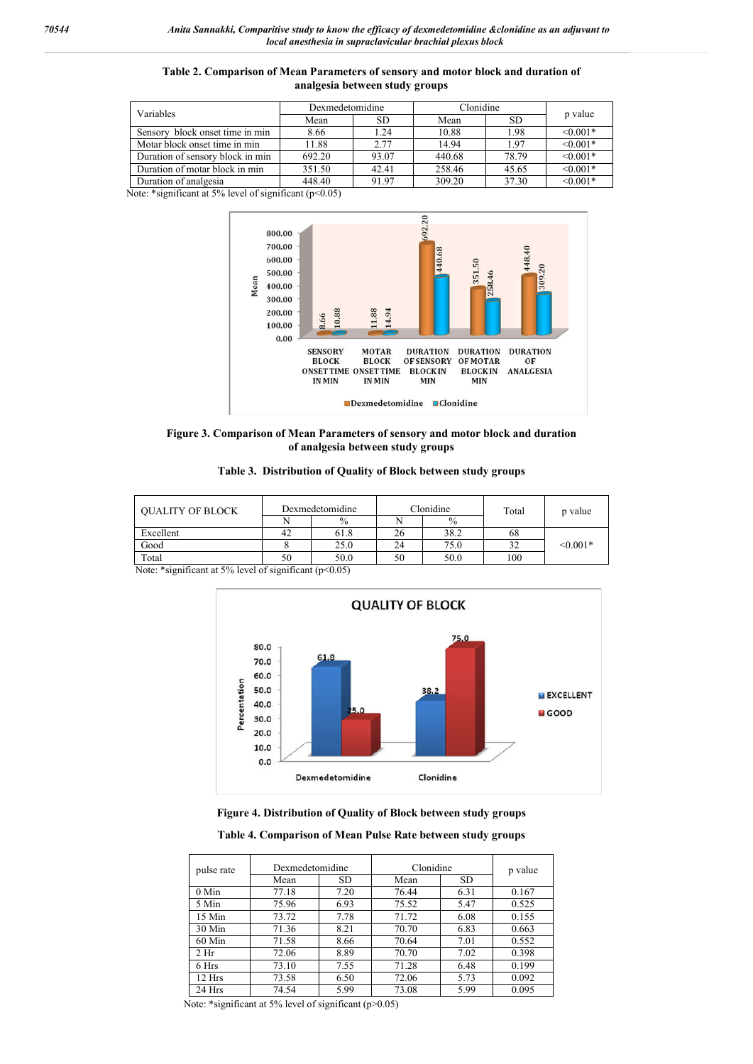**Table 2. Comparison of Mean Parameters of sensory and motor block and duration of analgesia between study groups**

| Variables | Dexmedetomidine | | Clonidine | | p value |
|---|---|---|---|---|---|
| | Mean | SD | Mean | SD | |
| Sensory block onset time in min | 8.66 | 1.24 | 10.88 | 1.98 | <0.001* |
| Motar block onset time in min | 11.88 | 2.77 | 14.94 | 1.97 | <0.001* |
| Duration of sensory block in min | 692.20 | 93.07 | 440.68 | 78.79 | <0.001* |
| Duration of motar block in min | 351.50 | 42.41 | 258.46 | 45.65 | <0.001* |
| Duration of analgesia | 448.40 | 91.97 | 309.20 | 37.30 | <0.001* |

Note: *significant at 5% level of significant (p<0.05)

**Figure 3. Comparison of Mean Parameters of sensory and motor block and duration of analgesia between study groups**

**Table 3. Distribution of Quality of Block between study groups**

| QUALITY OF BLOCK | Dexmedetomidine | | Clonidine | | Total | p value |
|---|---|---|---|---|---|---|
| | N | % | N | % | | |
| Excellent | 42 | 61.8 | 26 | 38.2 | 68 | <0.001* |
| Good | 8 | 25.0 | 24 | 75.0 | 32 | |
| Total | 50 | 50.0 | 50 | 50.0 | 100 | |

Note: *significant at 5% level of significant (p<0.05)

**Figure 4. Distribution of Quality of Block between study groups**

**Table 4. Comparison of Mean Pulse Rate between study groups**

| pulse rate | Dexmedetomidine | | Clonidine | | p value |
|---|---|---|---|---|---|
| | Mean | SD | Mean | SD | |
| 0 Min | 77.18 | 7.20 | 76.44 | 6.31 | 0.167 |
| 5 Min | 75.96 | 6.93 | 75.52 | 5.47 | 0.525 |
| 15 Min | 73.72 | 7.78 | 71.72 | 6.08 | 0.155 |
| 30 Min | 71.36 | 8.21 | 70.70 | 6.83 | 0.663 |
| 60 Min | 71.58 | 8.66 | 70.64 | 7.01 | 0.552 |
| 2 Hr | 72.06 | 8.89 | 70.70 | 7.02 | 0.398 |
| 6 Hrs | 73.10 | 7.55 | 71.28 | 6.48 | 0.199 |
| 12 Hrs | 73.58 | 6.50 | 72.06 | 5.73 | 0.092 |
| 24 Hrs | 74.54 | 5.99 | 73.08 | 5.99 | 0.095 |

Note: *significant at 5% level of significant (p>0.05)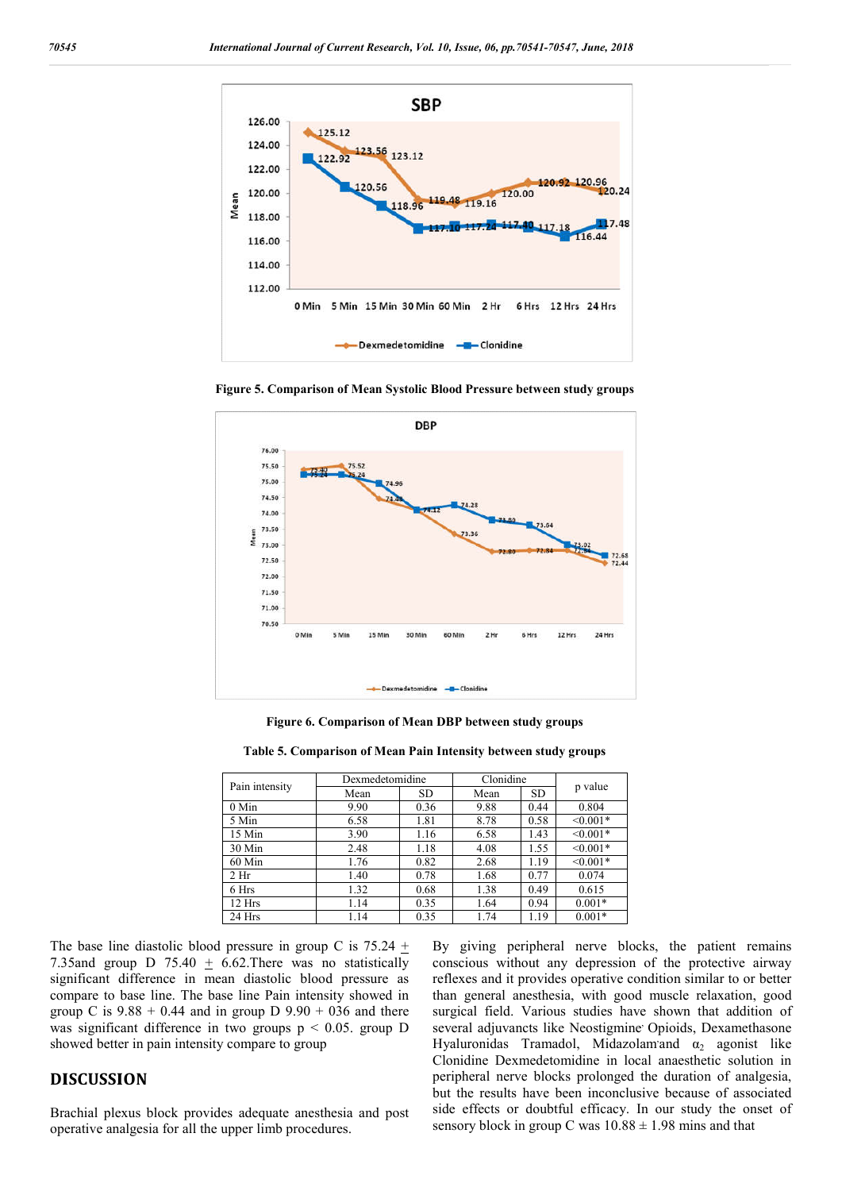Figure 5. Comparison of Mean Systolic Blood Pressure between study groups

Figure 6. Comparison of Mean DBP between study groups

**Table 5. Comparison of Mean Pain Intensity between study groups**

| Pain intensity | Dexmedetomidine | | Clonidine | | p value |
|---|---|---|---|---|---|
| | Mean | SD | Mean | SD | |
| 0 Min | 9.90 | 0.36 | 9.88 | 0.44 | 0.804 |
| 5 Min | 6.58 | 1.81 | 8.78 | 0.58 | <0.001* |
| 15 Min | 3.90 | 1.16 | 6.58 | 1.43 | <0.001* |
| 30 Min | 2.48 | 1.18 | 4.08 | 1.55 | <0.001* |
| 60 Min | 1.76 | 0.82 | 2.68 | 1.19 | <0.001* |
| 2 Hr | 1.40 | 0.78 | 1.68 | 0.77 | 0.074 |
| 6 Hrs | 1.32 | 0.68 | 1.38 | 0.49 | 0.615 |
| 12 Hrs | 1.14 | 0.35 | 1.64 | 0.94 | 0.001* |
| 24 Hrs | 1.14 | 0.35 | 1.74 | 1.19 | 0.001* |

The base line diastolic blood pressure in group C is 75.24 $\pm$ 7.35and group D 75.40 $\pm$ 6.62.There was no statistically significant difference in mean diastolic blood pressure as compare to base line. The base line Pain intensity showed in group C is 9.88 + 0.44 and in group D 9.90 + 036 and there was significant difference in two groups $p < 0.05$. group D showed better in pain intensity compare to group

## DISCUSSION

Brachial plexus block provides adequate anesthesia and post operative analgesia for all the upper limb procedures. By giving peripheral nerve blocks, the patient remains conscious without any depression of the protective airway reflexes and it provides operative condition similar to or better than general anesthesia, with good muscle relaxation, good surgical field. Various studies have shown that addition of several adjuvancts like Neostigmine, Opioids, Dexamethasone Hyaluronidas Tramadol, Midazolam and $\alpha_2$ agonist like Clonidine Dexmedetomidine in local anaesthetic solution in peripheral nerve blocks prolonged the duration of analgesia, but the results have been inconclusive because of associated side effects or doubtful efficacy. In our study the onset of sensory block in group C was 10.88 ± 1.98 mins and that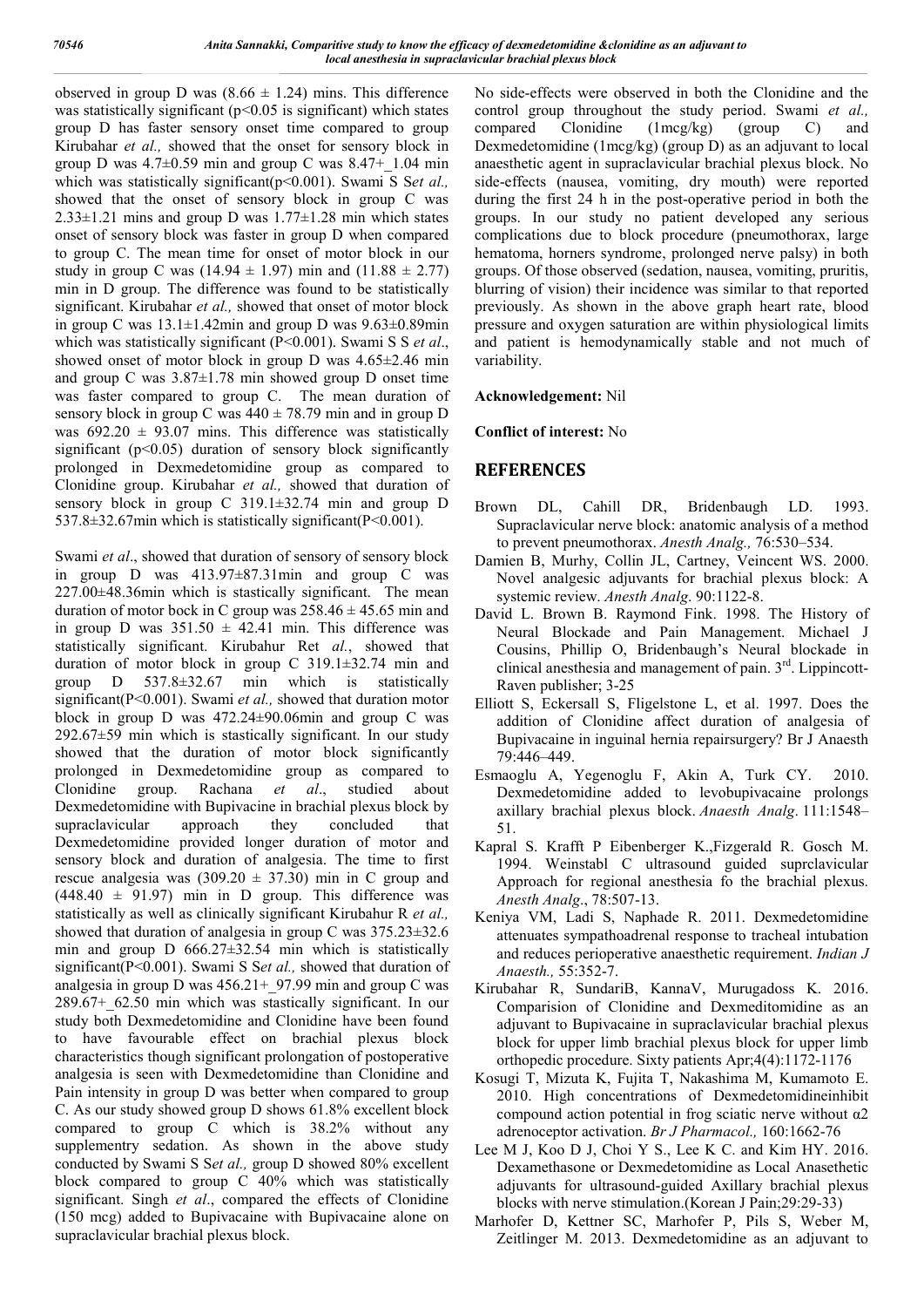observed in group D was (8.66 ± 1.24) mins. This difference was statistically significant ($p<0.05$ is significant) which states group D has faster sensory onset time compared to group Kirubahar *et al.,* showed that the onset for sensory block in group D was 4.7±0.59 min and group C was 8.47+_1.04 min which was statistically significant($p<0.001$). Swami S S*et al.,* showed that the onset of sensory block in group C was 2.33±1.21 mins and group D was 1.77±1.28 min which states onset of sensory block was faster in group D when compared to group C. The mean time for onset of motor block in our study in group C was (14.94 ± 1.97) min and (11.88 ± 2.77) min in D group. The difference was found to be statistically significant. Kirubahar *et al.,* showed that onset of motor block in group C was 13.1±1.42min and group D was 9.63±0.89min which was statistically significant ($P<0.001$). Swami S S *et al*., showed onset of motor block in group D was 4.65±2.46 min and group C was 3.87±1.78 min showed group D onset time was faster compared to group C. The mean duration of sensory block in group C was 440 ± 78.79 min and in group D was 692.20 ± 93.07 mins. This difference was statistically significant ($p<0.05$) duration of sensory block significantly prolonged in Dexmedetomidine group as compared to Clonidine group. Kirubahar *et al.,* showed that duration of sensory block in group C 319.1±32.74 min and group D 537.8±32.67min which is stastically significant($P<0.001$).

Swami *et al*., showed that duration of sensory of sensory block in group D was 413.97±87.31min and group C was 227.00±48.36min which is stastically significant. The mean duration of motor bock in C group was 258.46 ± 45.65 min and in group D was 351.50 ± 42.41 min. This difference was statistically significant. Kirubahur Ret *al.*, showed that duration of motor block in group C 319.1±32.74 min and group D 537.8±32.67 min which is statistically significant($P<0.001$). Swami *et al.,* showed that duration motor block in group D was 472.24±90.06min and group C was 292.67±59 min which is stastically significant. In our study showed that the duration of motor block significantly prolonged in Dexmedetomidine group as compared to Clonidine group. Rachana *et al*., studied about Dexmedetomidine with Bupivacine in brachial plexus block by supraclavicular approach they concluded that Dexmedetomidine provided longer duration of motor and sensory block and duration of analgesia. The time to first rescue analgesia was (309.20 ± 37.30) min in C group and (448.40 ± 91.97) min in D group. This difference was statistically as well as clinically significant Kirubahur R *et al.,* showed that duration of analgesia in group C was 375.23±32.6 min and group D 666.27±32.54 min which is statistically significant($P<0.001$). Swami S S*et al.,* showed that duration of analgesia in group D was 456.21+_97.99 min and group C was 289.67+_62.50 min which was stastically significant. In our study both Dexmedetomidine and Clonidine have been found to have favourable effect on brachial plexus block characteristics though significant prolongation of postoperative analgesia is seen with Dexmedetomidine than Clonidine and Pain intensity in group D was better when compared to group C. As our study showed group D shows 61.8% excellent block compared to group C which is 38.2% without any supplementry sedation. As shown in the above study conducted by Swami S S*et al.,* group D showed 80% excellent block compared to group C 40% which was statistically significant. Singh *et al*., compared the effects of Clonidine (150 mcg) added to Bupivacaine with Bupivacaine alone on supraclavicular brachial plexus block.

No side-effects were observed in both the Clonidine and the control group throughout the study period. Swami *et al.,* compared Clonidine (1mcg/kg) (group C) and Dexmedetomidine (1mcg/kg) (group D) as an adjuvant to local anaesthetic agent in supraclavicular brachial plexus block. No side-effects (nausea, vomiting, dry mouth) were reported during the first 24 h in the post-operative period in both the groups. In our study no patient developed any serious complications due to block procedure (pneumothorax, large hematoma, horners syndrome, prolonged nerve palsy) in both groups. Of those observed (sedation, nausea, vomiting, pruritis, blurring of vision) their incidence was similar to that reported previously. As shown in the above graph heart rate, blood pressure and oxygen saturation are within physiological limits and patient is hemodynamically stable and not much of variability.

**Acknowledgement:** Nil

**Conflict of interest:** No

## REFERENCES

Brown DL, Cahill DR, Bridenbaugh LD. 1993. Supraclavicular nerve block: anatomic analysis of a method to prevent pneumothorax. *Anesth Analg.,* 76:530–534.

Damien B, Murhy, Collin JL, Cartney, Veincent WS. 2000. Novel analgesic adjuvants for brachial plexus block: A systemic review. *Anesth Analg*. 90:1122-8.

David L. Brown B. Raymond Fink. 1998. The History of Neural Blockade and Pain Management. Michael J Cousins, Phillip O, Bridenbaugh's Neural blockade in clinical anesthesia and management of pain. 3rd. Lippincott-Raven publisher; 3-25

Elliott S, Eckersall S, Fligelstone L, et al. 1997. Does the addition of Clonidine affect duration of analgesia of Bupivacaine in inguinal hernia repairsurgery? Br J Anaesth 79:446–449.

Esmaoglu A, Yegenoglu F, Akin A, Turk CY. 2010. Dexmedetomidine added to levobupivacaine prolongs axillary brachial plexus block. *Anaesth Analg*. 111:1548–51.

Kapral S. Krafft P Eibenberger K.,Fizgerald R. Gosch M. 1994. Weinstabl C ultrasound guided suprclavicular Approach for regional anesthesia fo the brachial plexus. *Anesth Analg*., 78:507-13.

Keniya VM, Ladi S, Naphade R. 2011. Dexmedetomidine attenuates sympathoadrenal response to tracheal intubation and reduces perioperative anaesthetic requirement. *Indian J Anaesth.,* 55:352-7.

Kirubahar R, SundariB, KannaV, Murugadoss K. 2016. Comparision of Clonidine and Dexmeditomidine as an adjuvant to Bupivacaine in supraclavicular brachial plexus block for upper limb brachial plexus block for upper limb orthopedic procedure. Sixty patients Apr;4(4):1172-1176

Kosugi T, Mizuta K, Fujita T, Nakashima M, Kumamoto E. 2010. High concentrations of Dexmedetomidineinhibit compound action potential in frog sciatic nerve without α2 adrenoceptor activation. *Br J Pharmacol.,* 160:1662-76

Lee M J, Koo D J, Choi Y S., Lee K C. and Kim HY. 2016. Dexamethasone or Dexmedetomidine as Local Anasethetic adjuvants for ultrasound-guided Axillary brachial plexus blocks with nerve stimulation.(Korean J Pain;29:29-33)

Marhofer D, Kettner SC, Marhofer P, Pils S, Weber M, Zeitlinger M. 2013. Dexmedetomidine as an adjuvant to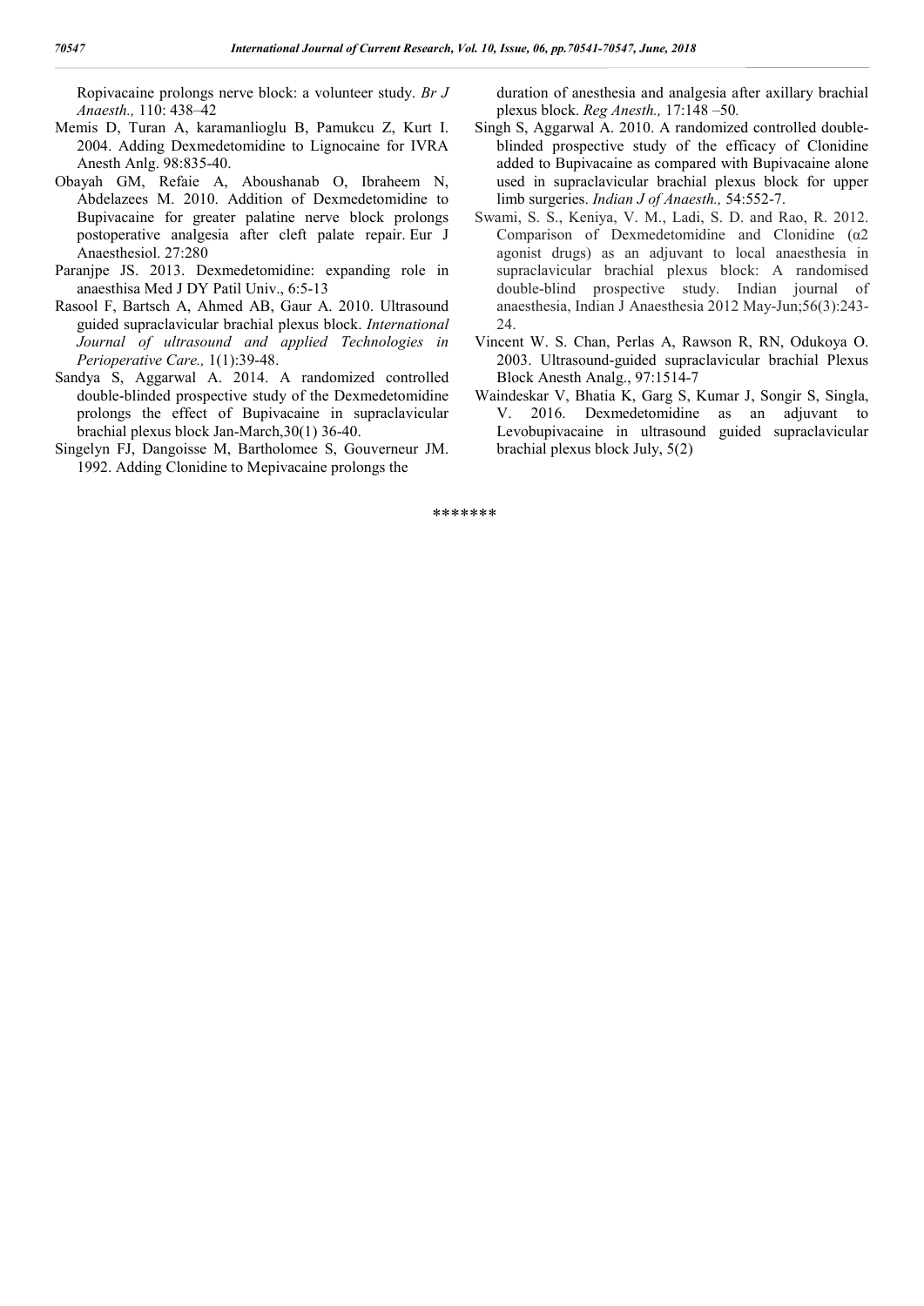Ropivacaine prolongs nerve block: a volunteer study. *Br J Anaesth.,* 110: 438–42

Memis D, Turan A, karamanlioglu B, Pamukcu Z, Kurt I. 2004. Adding Dexmedetomidine to Lignocaine for IVRA Anesth Anlg. 98:835-40.

Obayah GM, Refaie A, Aboushanab O, Ibraheem N, Abdelazees M. 2010. Addition of Dexmedetomidine to Bupivacaine for greater palatine nerve block prolongs postoperative analgesia after cleft palate repair. Eur J Anaesthesiol. 27:280

Paranjpe JS. 2013. Dexmedetomidine: expanding role in anaesthisa Med J DY Patil Univ., 6:5-13

Rasool F, Bartsch A, Ahmed AB, Gaur A. 2010. Ultrasound guided supraclavicular brachial plexus block. *International Journal of ultrasound and applied Technologies in Perioperative Care.,* 1(1):39-48.

Sandya S, Aggarwal A. 2014. A randomized controlled double-blinded prospective study of the Dexmedetomidine prolongs the effect of Bupivacaine in supraclavicular brachial plexus block Jan-March,30(1) 36-40.

Singelyn FJ, Dangoisse M, Bartholomee S, Gouverneur JM. 1992. Adding Clonidine to Mepivacaine prolongs the duration of anesthesia and analgesia after axillary brachial plexus block. *Reg Anesth.,* 17:148 –50.

Singh S, Aggarwal A. 2010. A randomized controlled double-blinded prospective study of the efficacy of Clonidine added to Bupivacaine as compared with Bupivacaine alone used in supraclavicular brachial plexus block for upper limb surgeries. *Indian J of Anaesth.,* 54:552-7.

Swami, S. S., Keniya, V. M., Ladi, S. D. and Rao, R. 2012. Comparison of Dexmedetomidine and Clonidine (α2 agonist drugs) as an adjuvant to local anaesthesia in supraclavicular brachial plexus block: A randomised double-blind prospective study. Indian journal of anaesthesia, Indian J Anaesthesia 2012 May-Jun;56(3):243-24.

Vincent W. S. Chan, Perlas A, Rawson R, RN, Odukoya O. 2003. Ultrasound-guided supraclavicular brachial Plexus Block Anesth Analg., 97:1514-7

Waindeskar V, Bhatia K, Garg S, Kumar J, Songir S, Singla, V. 2016. Dexmedetomidine as an adjuvant to Levobupivacaine in ultrasound guided supraclavicular brachial plexus block July, 5(2)

*******